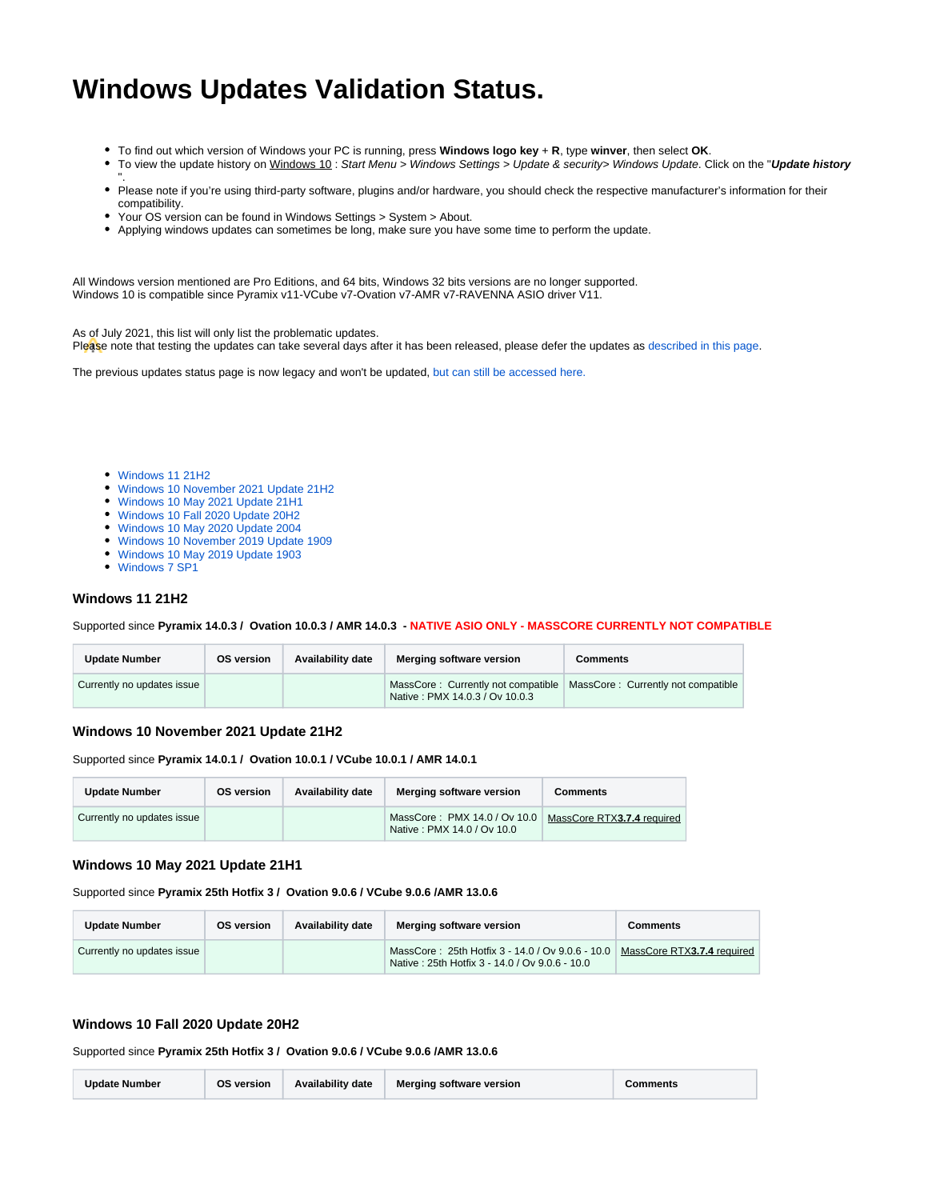# Windows Updates Validation Status.

- To find out which version of Windows your PC is running, press **Windows logo key** + **R**, type **winver**, then select **OK**.
- To view the update history on Windows 10 : *Start Menu > Windows Settings > Update & security> Windows Update*. Click on the "***Update history***".
- Please note if you're using third-party software, plugins and/or hardware, you should check the respective manufacturer's information for their compatibility.
- Your OS version can be found in Windows Settings > System > About.
- Applying windows updates can sometimes be long, make sure you have some time to perform the update.

All Windows version mentioned are Pro Editions, and 64 bits, Windows 32 bits versions are no longer supported.
Windows 10 is compatible since Pyramix v11-VCube v7-Ovation v7-AMR v7-RAVENNA ASIO driver V11.

As of July 2021, this list will only list the problematic updates.
Please note that testing the updates can take several days after it has been released, please defer the updates as described in this page.

The previous updates status page is now legacy and won't be updated, but can still be accessed here.

- Windows 11 21H2
- Windows 10 November 2021 Update 21H2
- Windows 10 May 2021 Update 21H1
- Windows 10 Fall 2020 Update 20H2
- Windows 10 May 2020 Update 2004
- Windows 10 November 2019 Update 1909
- Windows 10 May 2019 Update 1903
- Windows 7 SP1

### Windows 11 21H2

Supported since **Pyramix 14.0.3 / Ovation 10.0.3 / AMR 14.0.3 - NATIVE ASIO ONLY - MASSCORE CURRENTLY NOT COMPATIBLE**

| Update Number | OS version | Availability date | Merging software version | Comments |
|---|---|---|---|---|
| Currently no updates issue | | | MassCore : Currently not compatible<br>Native : PMX 14.0.3 / Ov 10.0.3 | MassCore : Currently not compatible |

### Windows 10 November 2021 Update 21H2

Supported since **Pyramix 14.0.1 / Ovation 10.0.1 / VCube 10.0.1 / AMR 14.0.1**

| Update Number | OS version | Availability date | Merging software version | Comments |
|---|---|---|---|---|
| Currently no updates issue | | | MassCore : PMX 14.0 / Ov 10.0<br>Native : PMX 14.0 / Ov 10.0 | MassCore RTX**3.7.4** required |

### Windows 10 May 2021 Update 21H1

Supported since **Pyramix 25th Hotfix 3 / Ovation 9.0.6 / VCube 9.0.6 /AMR 13.0.6**

| Update Number | OS version | Availability date | Merging software version | Comments |
|---|---|---|---|---|
| Currently no updates issue | | | MassCore : 25th Hotfix 3 - 14.0 / Ov 9.0.6 - 10.0<br>Native : 25th Hotfix 3 - 14.0 / Ov 9.0.6 - 10.0 | MassCore RTX**3.7.4** required |

### Windows 10 Fall 2020 Update 20H2

Supported since **Pyramix 25th Hotfix 3 / Ovation 9.0.6 / VCube 9.0.6 /AMR 13.0.6**

| Update Number | OS version | Availability date | Merging software version | Comments |
|---|---|---|---|---|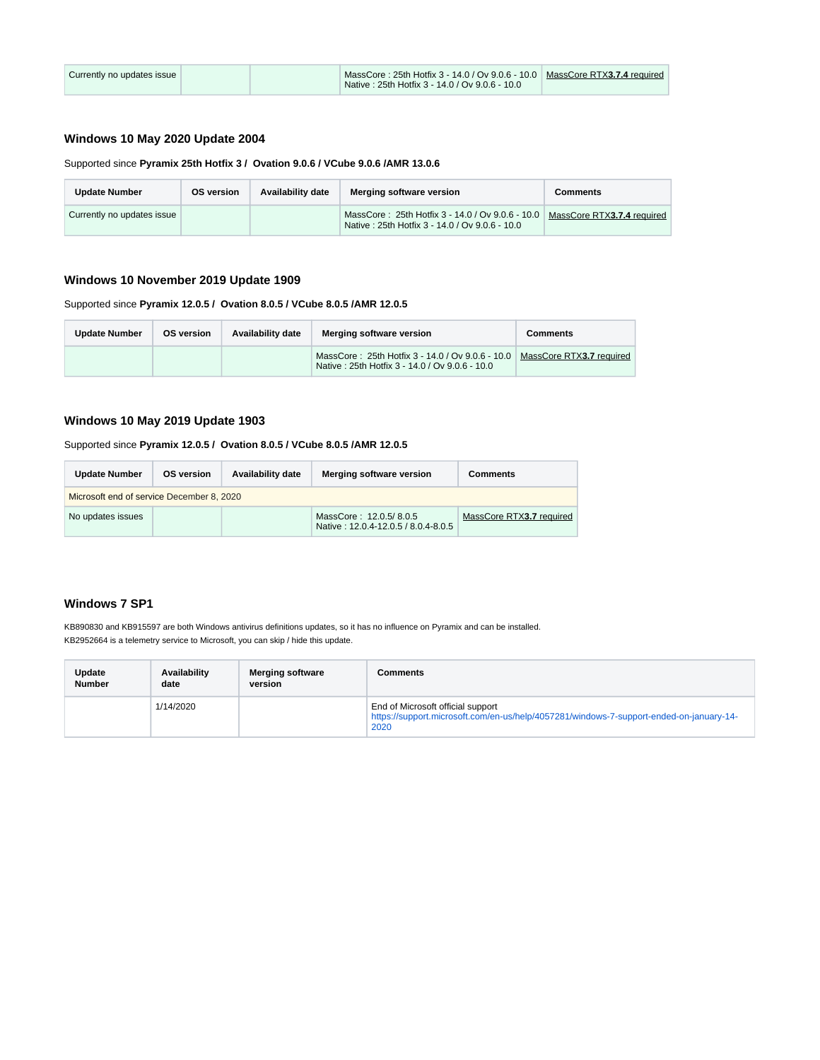| | | | | |
|---|---|---|---|---|
| Currently no updates issue | | | MassCore : 25th Hotfix 3 - 14.0 / Ov 9.0.6 - 10.0<br>Native : 25th Hotfix 3 - 14.0 / Ov 9.0.6 - 10.0 | MassCore RTX**3.7.4** required |

### Windows 10 May 2020 Update 2004

Supported since **Pyramix 25th Hotfix 3 / Ovation 9.0.6 / VCube 9.0.6 /AMR 13.0.6**

| Update Number | OS version | Availability date | Merging software version | Comments |
|---|---|---|---|---|
| Currently no updates issue | | | MassCore : 25th Hotfix 3 - 14.0 / Ov 9.0.6 - 10.0<br>Native : 25th Hotfix 3 - 14.0 / Ov 9.0.6 - 10.0 | MassCore RTX**3.7.4** required |

### Windows 10 November 2019 Update 1909

Supported since **Pyramix 12.0.5 / Ovation 8.0.5 / VCube 8.0.5 /AMR 12.0.5**

| Update Number | OS version | Availability date | Merging software version | Comments |
|---|---|---|---|---|
| | | | MassCore : 25th Hotfix 3 - 14.0 / Ov 9.0.6 - 10.0<br>Native : 25th Hotfix 3 - 14.0 / Ov 9.0.6 - 10.0 | MassCore RTX**3.7** required |

### Windows 10 May 2019 Update 1903

Supported since **Pyramix 12.0.5 / Ovation 8.0.5 / VCube 8.0.5 /AMR 12.0.5**

| Update Number | OS version | Availability date | Merging software version | Comments |
|---|---|---|---|---|
| Microsoft end of service December 8, 2020 | | | | |
| No updates issues | | | MassCore : 12.0.5/ 8.0.5<br>Native : 12.0.4-12.0.5 / 8.0.4-8.0.5 | MassCore RTX**3.7** required |

### Windows 7 SP1

KB890830 and KB915597 are both Windows antivirus definitions updates, so it has no influence on Pyramix and can be installed.
KB2952664 is a telemetry service to Microsoft, you can skip / hide this update.

| Update Number | Availability date | Merging software version | Comments |
|---|---|---|---|
| | 1/14/2020 | | End of Microsoft official support<br>https://support.microsoft.com/en-us/help/4057281/windows-7-support-ended-on-january-14-2020 |